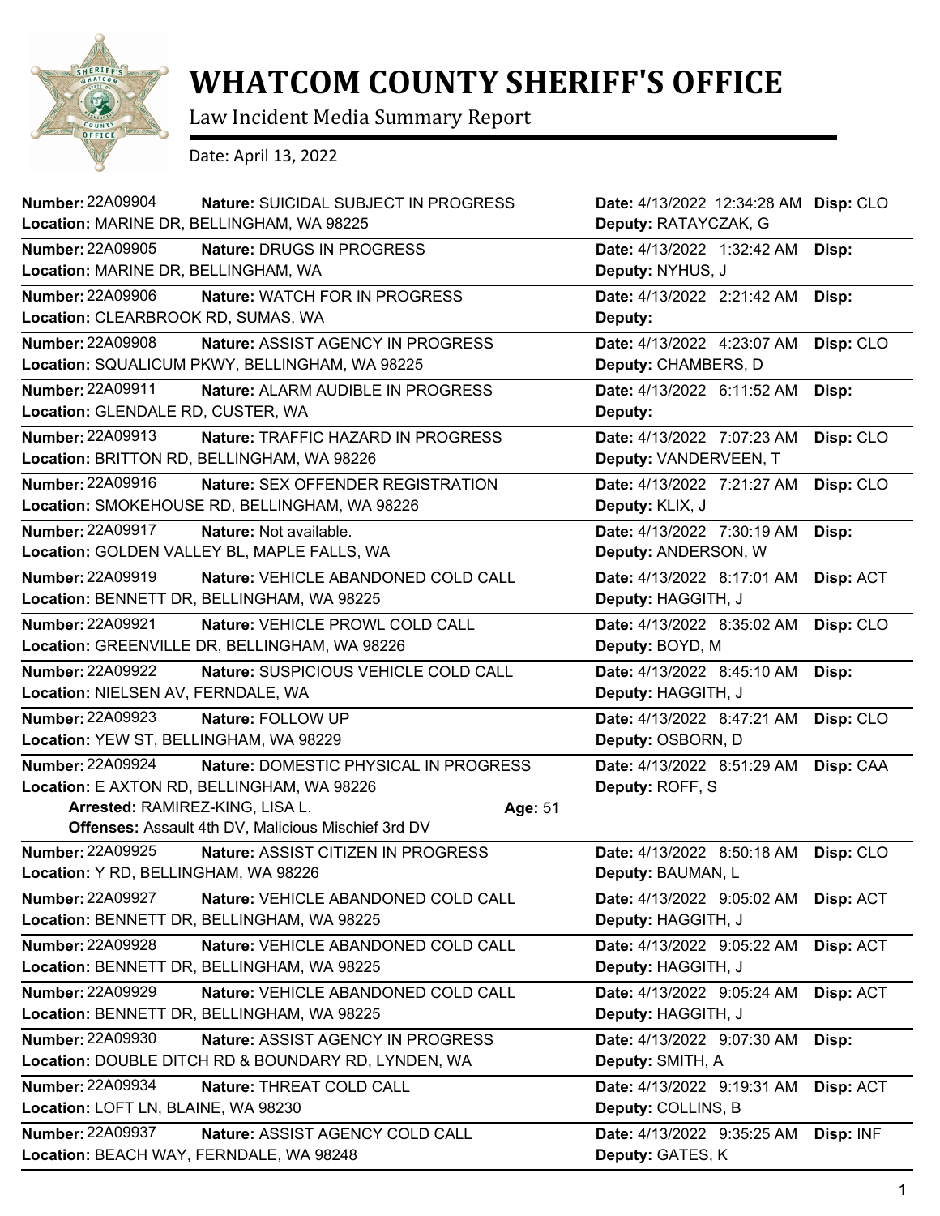# WHATCOM COUNTY SHERIFF'S OFFICE

Law Incident Media Summary Report

Date: April 13, 2022

**Number:** 22A09904 **Nature:** SUICIDAL SUBJECT IN PROGRESS **Date:** 4/13/2022 12:34:28 AM **Disp:** CLO
**Location:** MARINE DR, BELLINGHAM, WA 98225 **Deputy:** RATAYCZAK, G

**Number:** 22A09905 **Nature:** DRUGS IN PROGRESS **Date:** 4/13/2022 1:32:42 AM **Disp:**
**Location:** MARINE DR, BELLINGHAM, WA **Deputy:** NYHUS, J

**Number:** 22A09906 **Nature:** WATCH FOR IN PROGRESS **Date:** 4/13/2022 2:21:42 AM **Disp:**
**Location:** CLEARBROOK RD, SUMAS, WA **Deputy:**

**Number:** 22A09908 **Nature:** ASSIST AGENCY IN PROGRESS **Date:** 4/13/2022 4:23:07 AM **Disp:** CLO
**Location:** SQUALICUM PKWY, BELLINGHAM, WA 98225 **Deputy:** CHAMBERS, D

**Number:** 22A09911 **Nature:** ALARM AUDIBLE IN PROGRESS **Date:** 4/13/2022 6:11:52 AM **Disp:**
**Location:** GLENDALE RD, CUSTER, WA **Deputy:**

**Number:** 22A09913 **Nature:** TRAFFIC HAZARD IN PROGRESS **Date:** 4/13/2022 7:07:23 AM **Disp:** CLO
**Location:** BRITTON RD, BELLINGHAM, WA 98226 **Deputy:** VANDERVEEN, T

**Number:** 22A09916 **Nature:** SEX OFFENDER REGISTRATION **Date:** 4/13/2022 7:21:27 AM **Disp:** CLO
**Location:** SMOKEHOUSE RD, BELLINGHAM, WA 98226 **Deputy:** KLIX, J

**Number:** 22A09917 **Nature:** Not available. **Date:** 4/13/2022 7:30:19 AM **Disp:**
**Location:** GOLDEN VALLEY BL, MAPLE FALLS, WA **Deputy:** ANDERSON, W

**Number:** 22A09919 **Nature:** VEHICLE ABANDONED COLD CALL **Date:** 4/13/2022 8:17:01 AM **Disp:** ACT
**Location:** BENNETT DR, BELLINGHAM, WA 98225 **Deputy:** HAGGITH, J

**Number:** 22A09921 **Nature:** VEHICLE PROWL COLD CALL **Date:** 4/13/2022 8:35:02 AM **Disp:** CLO
**Location:** GREENVILLE DR, BELLINGHAM, WA 98226 **Deputy:** BOYD, M

**Number:** 22A09922 **Nature:** SUSPICIOUS VEHICLE COLD CALL **Date:** 4/13/2022 8:45:10 AM **Disp:**
**Location:** NIELSEN AV, FERNDALE, WA **Deputy:** HAGGITH, J

**Number:** 22A09923 **Nature:** FOLLOW UP **Date:** 4/13/2022 8:47:21 AM **Disp:** CLO
**Location:** YEW ST, BELLINGHAM, WA 98229 **Deputy:** OSBORN, D

**Number:** 22A09924 **Nature:** DOMESTIC PHYSICAL IN PROGRESS **Date:** 4/13/2022 8:51:29 AM **Disp:** CAA
**Location:** E AXTON RD, BELLINGHAM, WA 98226 **Deputy:** ROFF, S
**Arrested:** RAMIREZ-KING, LISA L. **Age:** 51
**Offenses:** Assault 4th DV, Malicious Mischief 3rd DV

**Number:** 22A09925 **Nature:** ASSIST CITIZEN IN PROGRESS **Date:** 4/13/2022 8:50:18 AM **Disp:** CLO
**Location:** Y RD, BELLINGHAM, WA 98226 **Deputy:** BAUMAN, L

**Number:** 22A09927 **Nature:** VEHICLE ABANDONED COLD CALL **Date:** 4/13/2022 9:05:02 AM **Disp:** ACT
**Location:** BENNETT DR, BELLINGHAM, WA 98225 **Deputy:** HAGGITH, J

**Number:** 22A09928 **Nature:** VEHICLE ABANDONED COLD CALL **Date:** 4/13/2022 9:05:22 AM **Disp:** ACT
**Location:** BENNETT DR, BELLINGHAM, WA 98225 **Deputy:** HAGGITH, J

**Number:** 22A09929 **Nature:** VEHICLE ABANDONED COLD CALL **Date:** 4/13/2022 9:05:24 AM **Disp:** ACT
**Location:** BENNETT DR, BELLINGHAM, WA 98225 **Deputy:** HAGGITH, J

**Number:** 22A09930 **Nature:** ASSIST AGENCY IN PROGRESS **Date:** 4/13/2022 9:07:30 AM **Disp:**
**Location:** DOUBLE DITCH RD & BOUNDARY RD, LYNDEN, WA **Deputy:** SMITH, A

**Number:** 22A09934 **Nature:** THREAT COLD CALL **Date:** 4/13/2022 9:19:31 AM **Disp:** ACT
**Location:** LOFT LN, BLAINE, WA 98230 **Deputy:** COLLINS, B

**Number:** 22A09937 **Nature:** ASSIST AGENCY COLD CALL **Date:** 4/13/2022 9:35:25 AM **Disp:** INF
**Location:** BEACH WAY, FERNDALE, WA 98248 **Deputy:** GATES, K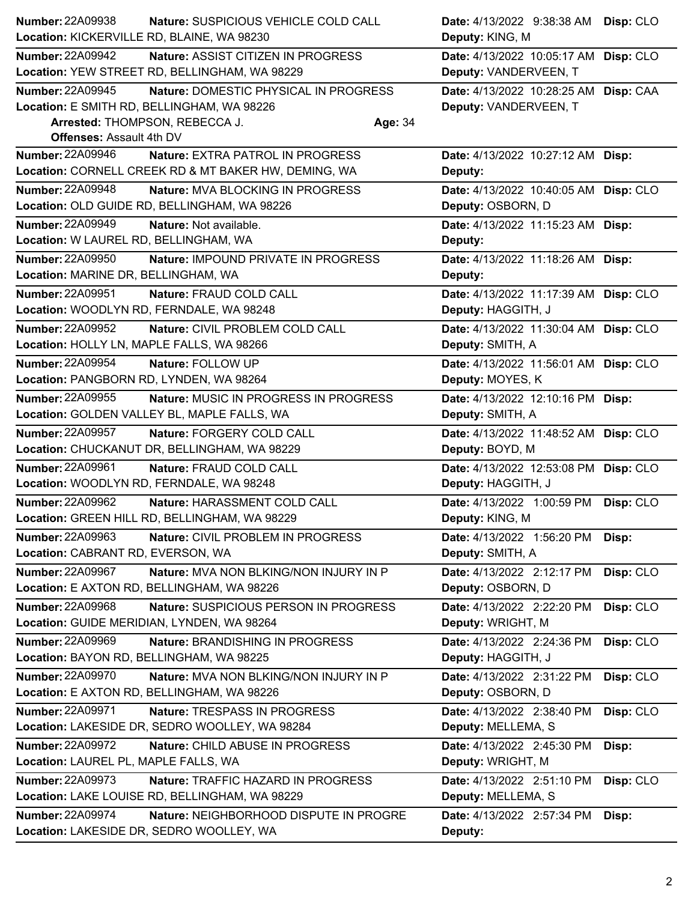**Number:** 22A09938 **Nature:** SUSPICIOUS VEHICLE COLD CALL **Date:** 4/13/2022 9:38:38 AM **Disp:** CLO
**Location:** KICKERVILLE RD, BLAINE, WA 98230 **Deputy:** KING, M

---

**Number:** 22A09942 **Nature:** ASSIST CITIZEN IN PROGRESS **Date:** 4/13/2022 10:05:17 AM **Disp:** CLO
**Location:** YEW STREET RD, BELLINGHAM, WA 98229 **Deputy:** VANDERVEEN, T

---

**Number:** 22A09945 **Nature:** DOMESTIC PHYSICAL IN PROGRESS **Date:** 4/13/2022 10:28:25 AM **Disp:** CAA
**Location:** E SMITH RD, BELLINGHAM, WA 98226 **Deputy:** VANDERVEEN, T
**Arrested:** THOMPSON, REBECCA J. **Age:** 34
**Offenses:** Assault 4th DV

---

**Number:** 22A09946 **Nature:** EXTRA PATROL IN PROGRESS **Date:** 4/13/2022 10:27:12 AM **Disp:**
**Location:** CORNELL CREEK RD & MT BAKER HW, DEMING, WA **Deputy:**

---

**Number:** 22A09948 **Nature:** MVA BLOCKING IN PROGRESS **Date:** 4/13/2022 10:40:05 AM **Disp:** CLO
**Location:** OLD GUIDE RD, BELLINGHAM, WA 98226 **Deputy:** OSBORN, D

---

**Number:** 22A09949 **Nature:** Not available. **Date:** 4/13/2022 11:15:23 AM **Disp:**
**Location:** W LAUREL RD, BELLINGHAM, WA **Deputy:**

---

**Number:** 22A09950 **Nature:** IMPOUND PRIVATE IN PROGRESS **Date:** 4/13/2022 11:18:26 AM **Disp:**
**Location:** MARINE DR, BELLINGHAM, WA **Deputy:**

---

**Number:** 22A09951 **Nature:** FRAUD COLD CALL **Date:** 4/13/2022 11:17:39 AM **Disp:** CLO
**Location:** WOODLYN RD, FERNDALE, WA 98248 **Deputy:** HAGGITH, J

---

**Number:** 22A09952 **Nature:** CIVIL PROBLEM COLD CALL **Date:** 4/13/2022 11:30:04 AM **Disp:** CLO
**Location:** HOLLY LN, MAPLE FALLS, WA 98266 **Deputy:** SMITH, A

---

**Number:** 22A09954 **Nature:** FOLLOW UP **Date:** 4/13/2022 11:56:01 AM **Disp:** CLO
**Location:** PANGBORN RD, LYNDEN, WA 98264 **Deputy:** MOYES, K

---

**Number:** 22A09955 **Nature:** MUSIC IN PROGRESS IN PROGRESS **Date:** 4/13/2022 12:10:16 PM **Disp:**
**Location:** GOLDEN VALLEY BL, MAPLE FALLS, WA **Deputy:** SMITH, A

---

**Number:** 22A09957 **Nature:** FORGERY COLD CALL **Date:** 4/13/2022 11:48:52 AM **Disp:** CLO
**Location:** CHUCKANUT DR, BELLINGHAM, WA 98229 **Deputy:** BOYD, M

---

**Number:** 22A09961 **Nature:** FRAUD COLD CALL **Date:** 4/13/2022 12:53:08 PM **Disp:** CLO
**Location:** WOODLYN RD, FERNDALE, WA 98248 **Deputy:** HAGGITH, J

---

**Number:** 22A09962 **Nature:** HARASSMENT COLD CALL **Date:** 4/13/2022 1:00:59 PM **Disp:** CLO
**Location:** GREEN HILL RD, BELLINGHAM, WA 98229 **Deputy:** KING, M

---

**Number:** 22A09963 **Nature:** CIVIL PROBLEM IN PROGRESS **Date:** 4/13/2022 1:56:20 PM **Disp:**
**Location:** CABRANT RD, EVERSON, WA **Deputy:** SMITH, A

---

**Number:** 22A09967 **Nature:** MVA NON BLKING/NON INJURY IN P **Date:** 4/13/2022 2:12:17 PM **Disp:** CLO
**Location:** E AXTON RD, BELLINGHAM, WA 98226 **Deputy:** OSBORN, D

---

**Number:** 22A09968 **Nature:** SUSPICIOUS PERSON IN PROGRESS **Date:** 4/13/2022 2:22:20 PM **Disp:** CLO
**Location:** GUIDE MERIDIAN, LYNDEN, WA 98264 **Deputy:** WRIGHT, M

---

**Number:** 22A09969 **Nature:** BRANDISHING IN PROGRESS **Date:** 4/13/2022 2:24:36 PM **Disp:** CLO
**Location:** BAYON RD, BELLINGHAM, WA 98225 **Deputy:** HAGGITH, J

---

**Number:** 22A09970 **Nature:** MVA NON BLKING/NON INJURY IN P **Date:** 4/13/2022 2:31:22 PM **Disp:** CLO
**Location:** E AXTON RD, BELLINGHAM, WA 98226 **Deputy:** OSBORN, D

---

**Number:** 22A09971 **Nature:** TRESPASS IN PROGRESS **Date:** 4/13/2022 2:38:40 PM **Disp:** CLO
**Location:** LAKESIDE DR, SEDRO WOOLLEY, WA 98284 **Deputy:** MELLEMA, S

---

**Number:** 22A09972 **Nature:** CHILD ABUSE IN PROGRESS **Date:** 4/13/2022 2:45:30 PM **Disp:**
**Location:** LAUREL PL, MAPLE FALLS, WA **Deputy:** WRIGHT, M

---

**Number:** 22A09973 **Nature:** TRAFFIC HAZARD IN PROGRESS **Date:** 4/13/2022 2:51:10 PM **Disp:** CLO
**Location:** LAKE LOUISE RD, BELLINGHAM, WA 98229 **Deputy:** MELLEMA, S

---

**Number:** 22A09974 **Nature:** NEIGHBORHOOD DISPUTE IN PROGRE **Date:** 4/13/2022 2:57:34 PM **Disp:**
**Location:** LAKESIDE DR, SEDRO WOOLLEY, WA **Deputy:**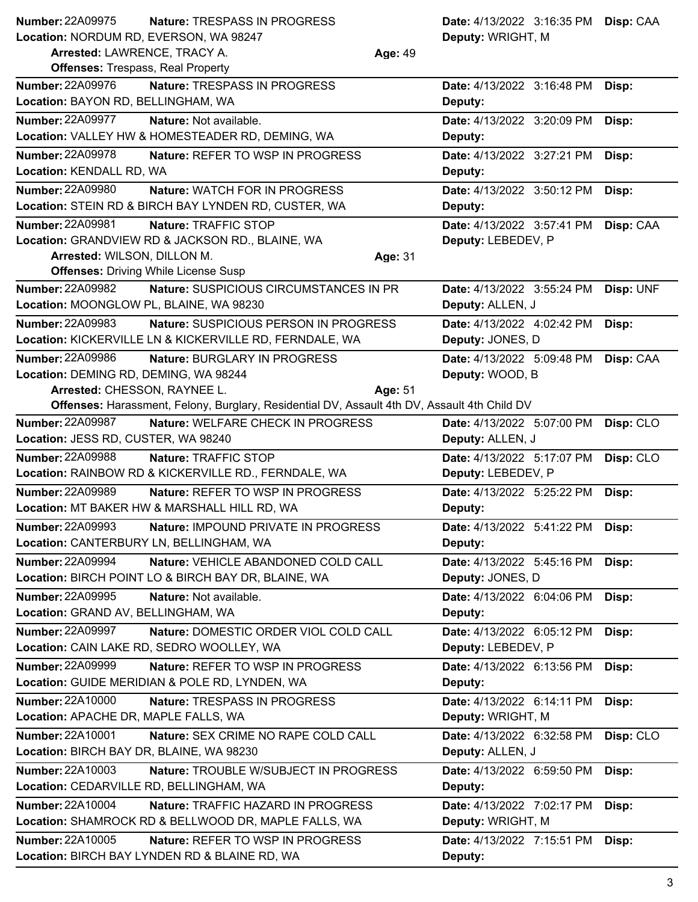**Number:** 22A09975 **Nature:** TRESPASS IN PROGRESS **Date:** 4/13/2022 3:16:35 PM **Disp:** CAA
**Location:** NORDUM RD, EVERSON, WA 98247 **Deputy:** WRIGHT, M
**Arrested:** LAWRENCE, TRACY A. **Age:** 49
**Offenses:** Trespass, Real Property

---

**Number:** 22A09976 **Nature:** TRESPASS IN PROGRESS **Date:** 4/13/2022 3:16:48 PM **Disp:**
**Location:** BAYON RD, BELLINGHAM, WA **Deputy:**

---

**Number:** 22A09977 **Nature:** Not available. **Date:** 4/13/2022 3:20:09 PM **Disp:**
**Location:** VALLEY HW & HOMESTEADER RD, DEMING, WA **Deputy:**

---

**Number:** 22A09978 **Nature:** REFER TO WSP IN PROGRESS **Date:** 4/13/2022 3:27:21 PM **Disp:**
**Location:** KENDALL RD, WA **Deputy:**

---

**Number:** 22A09980 **Nature:** WATCH FOR IN PROGRESS **Date:** 4/13/2022 3:50:12 PM **Disp:**
**Location:** STEIN RD & BIRCH BAY LYNDEN RD, CUSTER, WA **Deputy:**

---

**Number:** 22A09981 **Nature:** TRAFFIC STOP **Date:** 4/13/2022 3:57:41 PM **Disp:** CAA
**Location:** GRANDVIEW RD & JACKSON RD., BLAINE, WA **Deputy:** LEBEDEV, P
**Arrested:** WILSON, DILLON M. **Age:** 31
**Offenses:** Driving While License Susp

---

**Number:** 22A09982 **Nature:** SUSPICIOUS CIRCUMSTANCES IN PR **Date:** 4/13/2022 3:55:24 PM **Disp:** UNF
**Location:** MOONGLOW PL, BLAINE, WA 98230 **Deputy:** ALLEN, J

---

**Number:** 22A09983 **Nature:** SUSPICIOUS PERSON IN PROGRESS **Date:** 4/13/2022 4:02:42 PM **Disp:**
**Location:** KICKERVILLE LN & KICKERVILLE RD, FERNDALE, WA **Deputy:** JONES, D

---

**Number:** 22A09986 **Nature:** BURGLARY IN PROGRESS **Date:** 4/13/2022 5:09:48 PM **Disp:** CAA
**Location:** DEMING RD, DEMING, WA 98244 **Deputy:** WOOD, B
**Arrested:** CHESSON, RAYNEE L. **Age:** 51
**Offenses:** Harassment, Felony, Burglary, Residential DV, Assault 4th DV, Assault 4th Child DV

---

**Number:** 22A09987 **Nature:** WELFARE CHECK IN PROGRESS **Date:** 4/13/2022 5:07:00 PM **Disp:** CLO
**Location:** JESS RD, CUSTER, WA 98240 **Deputy:** ALLEN, J

---

**Number:** 22A09988 **Nature:** TRAFFIC STOP **Date:** 4/13/2022 5:17:07 PM **Disp:** CLO
**Location:** RAINBOW RD & KICKERVILLE RD., FERNDALE, WA **Deputy:** LEBEDEV, P

---

**Number:** 22A09989 **Nature:** REFER TO WSP IN PROGRESS **Date:** 4/13/2022 5:25:22 PM **Disp:**
**Location:** MT BAKER HW & MARSHALL HILL RD, WA **Deputy:**

---

**Number:** 22A09993 **Nature:** IMPOUND PRIVATE IN PROGRESS **Date:** 4/13/2022 5:41:22 PM **Disp:**
**Location:** CANTERBURY LN, BELLINGHAM, WA **Deputy:**

---

**Number:** 22A09994 **Nature:** VEHICLE ABANDONED COLD CALL **Date:** 4/13/2022 5:45:16 PM **Disp:**
**Location:** BIRCH POINT LO & BIRCH BAY DR, BLAINE, WA **Deputy:** JONES, D

---

**Number:** 22A09995 **Nature:** Not available. **Date:** 4/13/2022 6:04:06 PM **Disp:**
**Location:** GRAND AV, BELLINGHAM, WA **Deputy:**

---

**Number:** 22A09997 **Nature:** DOMESTIC ORDER VIOL COLD CALL **Date:** 4/13/2022 6:05:12 PM **Disp:**
**Location:** CAIN LAKE RD, SEDRO WOOLLEY, WA **Deputy:** LEBEDEV, P

---

**Number:** 22A09999 **Nature:** REFER TO WSP IN PROGRESS **Date:** 4/13/2022 6:13:56 PM **Disp:**
**Location:** GUIDE MERIDIAN & POLE RD, LYNDEN, WA **Deputy:**

---

**Number:** 22A10000 **Nature:** TRESPASS IN PROGRESS **Date:** 4/13/2022 6:14:11 PM **Disp:**
**Location:** APACHE DR, MAPLE FALLS, WA **Deputy:** WRIGHT, M

---

**Number:** 22A10001 **Nature:** SEX CRIME NO RAPE COLD CALL **Date:** 4/13/2022 6:32:58 PM **Disp:** CLO
**Location:** BIRCH BAY DR, BLAINE, WA 98230 **Deputy:** ALLEN, J

---

**Number:** 22A10003 **Nature:** TROUBLE W/SUBJECT IN PROGRESS **Date:** 4/13/2022 6:59:50 PM **Disp:**
**Location:** CEDARVILLE RD, BELLINGHAM, WA **Deputy:**

---

**Number:** 22A10004 **Nature:** TRAFFIC HAZARD IN PROGRESS **Date:** 4/13/2022 7:02:17 PM **Disp:**
**Location:** SHAMROCK RD & BELLWOOD DR, MAPLE FALLS, WA **Deputy:** WRIGHT, M

---

**Number:** 22A10005 **Nature:** REFER TO WSP IN PROGRESS **Date:** 4/13/2022 7:15:51 PM **Disp:**
**Location:** BIRCH BAY LYNDEN RD & BLAINE RD, WA **Deputy:**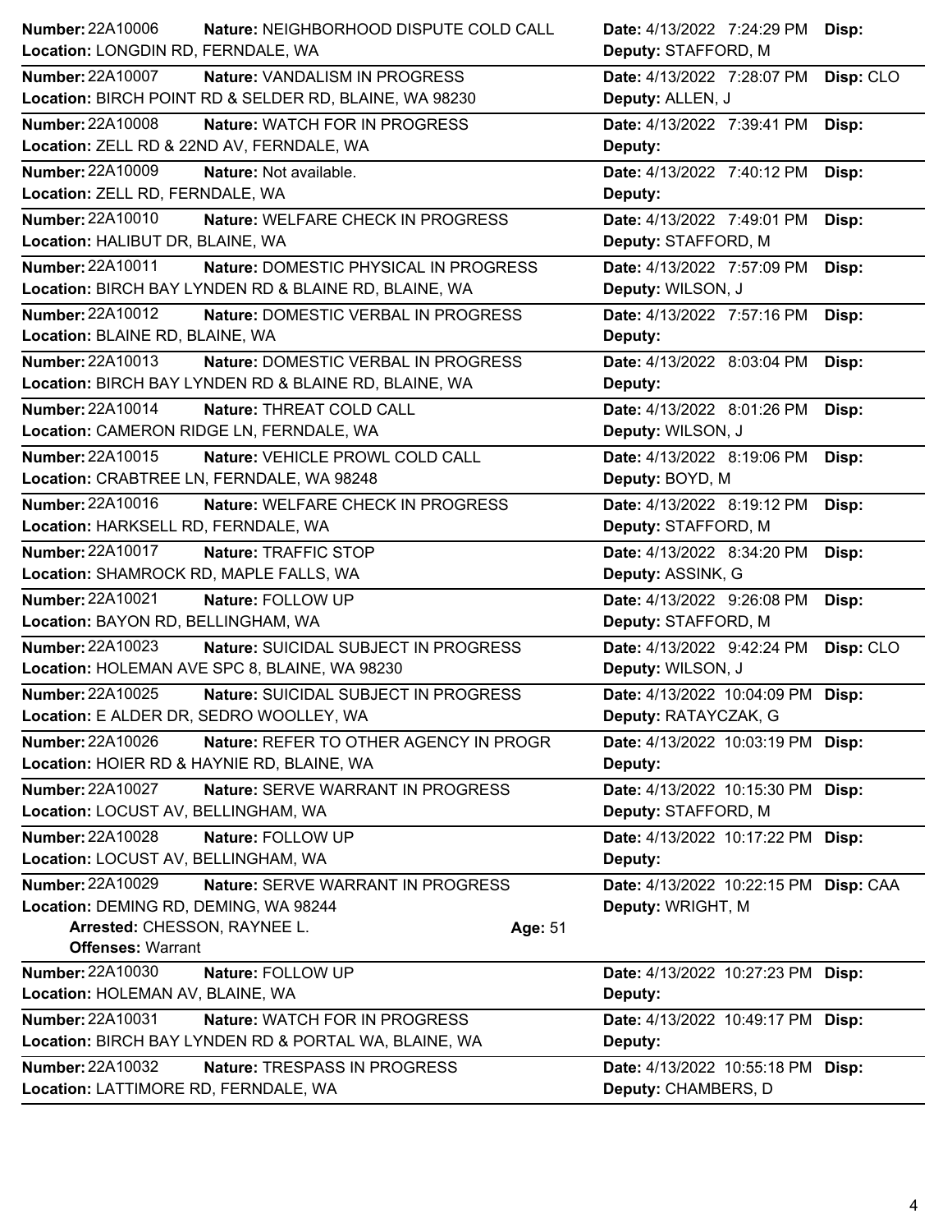**Number:** 22A10006 **Nature:** NEIGHBORHOOD DISPUTE COLD CALL **Date:** 4/13/2022 7:24:29 PM **Disp:**
**Location:** LONGDIN RD, FERNDALE, WA **Deputy:** STAFFORD, M

---

**Number:** 22A10007 **Nature:** VANDALISM IN PROGRESS **Date:** 4/13/2022 7:28:07 PM **Disp:** CLO
**Location:** BIRCH POINT RD & SELDER RD, BLAINE, WA 98230 **Deputy:** ALLEN, J

---

**Number:** 22A10008 **Nature:** WATCH FOR IN PROGRESS **Date:** 4/13/2022 7:39:41 PM **Disp:**
**Location:** ZELL RD & 22ND AV, FERNDALE, WA **Deputy:**

---

**Number:** 22A10009 **Nature:** Not available. **Date:** 4/13/2022 7:40:12 PM **Disp:**
**Location:** ZELL RD, FERNDALE, WA **Deputy:**

---

**Number:** 22A10010 **Nature:** WELFARE CHECK IN PROGRESS **Date:** 4/13/2022 7:49:01 PM **Disp:**
**Location:** HALIBUT DR, BLAINE, WA **Deputy:** STAFFORD, M

---

**Number:** 22A10011 **Nature:** DOMESTIC PHYSICAL IN PROGRESS **Date:** 4/13/2022 7:57:09 PM **Disp:**
**Location:** BIRCH BAY LYNDEN RD & BLAINE RD, BLAINE, WA **Deputy:** WILSON, J

---

**Number:** 22A10012 **Nature:** DOMESTIC VERBAL IN PROGRESS **Date:** 4/13/2022 7:57:16 PM **Disp:**
**Location:** BLAINE RD, BLAINE, WA **Deputy:**

---

**Number:** 22A10013 **Nature:** DOMESTIC VERBAL IN PROGRESS **Date:** 4/13/2022 8:03:04 PM **Disp:**
**Location:** BIRCH BAY LYNDEN RD & BLAINE RD, BLAINE, WA **Deputy:**

---

**Number:** 22A10014 **Nature:** THREAT COLD CALL **Date:** 4/13/2022 8:01:26 PM **Disp:**
**Location:** CAMERON RIDGE LN, FERNDALE, WA **Deputy:** WILSON, J

---

**Number:** 22A10015 **Nature:** VEHICLE PROWL COLD CALL **Date:** 4/13/2022 8:19:06 PM **Disp:**
**Location:** CRABTREE LN, FERNDALE, WA 98248 **Deputy:** BOYD, M

---

**Number:** 22A10016 **Nature:** WELFARE CHECK IN PROGRESS **Date:** 4/13/2022 8:19:12 PM **Disp:**
**Location:** HARKSELL RD, FERNDALE, WA **Deputy:** STAFFORD, M

---

**Number:** 22A10017 **Nature:** TRAFFIC STOP **Date:** 4/13/2022 8:34:20 PM **Disp:**
**Location:** SHAMROCK RD, MAPLE FALLS, WA **Deputy:** ASSINK, G

---

**Number:** 22A10021 **Nature:** FOLLOW UP **Date:** 4/13/2022 9:26:08 PM **Disp:**
**Location:** BAYON RD, BELLINGHAM, WA **Deputy:** STAFFORD, M

---

**Number:** 22A10023 **Nature:** SUICIDAL SUBJECT IN PROGRESS **Date:** 4/13/2022 9:42:24 PM **Disp:** CLO
**Location:** HOLEMAN AVE SPC 8, BLAINE, WA 98230 **Deputy:** WILSON, J

---

**Number:** 22A10025 **Nature:** SUICIDAL SUBJECT IN PROGRESS **Date:** 4/13/2022 10:04:09 PM **Disp:**
**Location:** E ALDER DR, SEDRO WOOLLEY, WA **Deputy:** RATAYCZAK, G

---

**Number:** 22A10026 **Nature:** REFER TO OTHER AGENCY IN PROGR **Date:** 4/13/2022 10:03:19 PM **Disp:**
**Location:** HOIER RD & HAYNIE RD, BLAINE, WA **Deputy:**

---

**Number:** 22A10027 **Nature:** SERVE WARRANT IN PROGRESS **Date:** 4/13/2022 10:15:30 PM **Disp:**
**Location:** LOCUST AV, BELLINGHAM, WA **Deputy:** STAFFORD, M

---

**Number:** 22A10028 **Nature:** FOLLOW UP **Date:** 4/13/2022 10:17:22 PM **Disp:**
**Location:** LOCUST AV, BELLINGHAM, WA **Deputy:**

---

**Number:** 22A10029 **Nature:** SERVE WARRANT IN PROGRESS **Date:** 4/13/2022 10:22:15 PM **Disp:** CAA
**Location:** DEMING RD, DEMING, WA 98244 **Deputy:** WRIGHT, M
**Arrested:** CHESSON, RAYNEE L. **Age:** 51
**Offenses:** Warrant

---

**Number:** 22A10030 **Nature:** FOLLOW UP **Date:** 4/13/2022 10:27:23 PM **Disp:**
**Location:** HOLEMAN AV, BLAINE, WA **Deputy:**

---

**Number:** 22A10031 **Nature:** WATCH FOR IN PROGRESS **Date:** 4/13/2022 10:49:17 PM **Disp:**
**Location:** BIRCH BAY LYNDEN RD & PORTAL WA, BLAINE, WA **Deputy:**

---

**Number:** 22A10032 **Nature:** TRESPASS IN PROGRESS **Date:** 4/13/2022 10:55:18 PM **Disp:**
**Location:** LATTIMORE RD, FERNDALE, WA **Deputy:** CHAMBERS, D